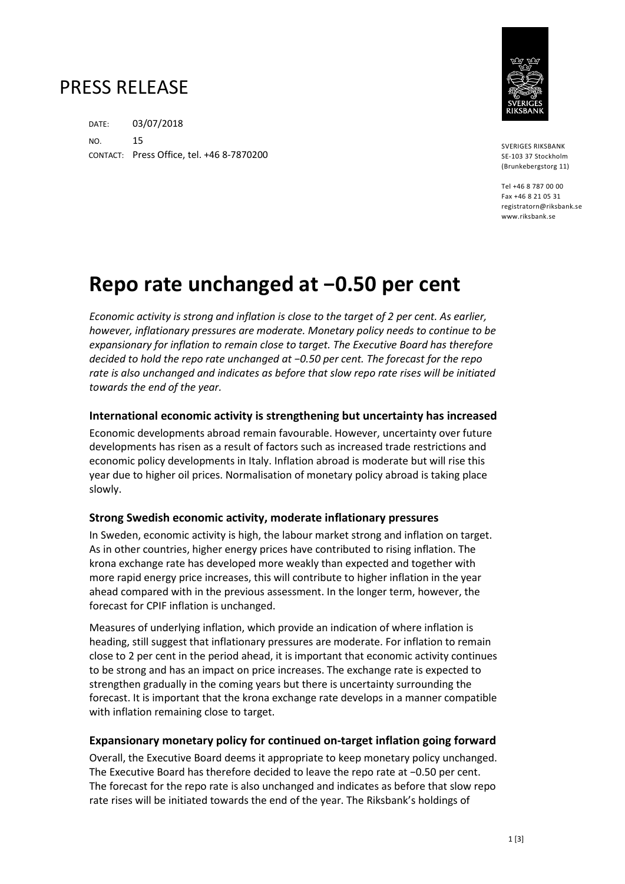# PRESS RELEASE

DATE: 03/07/2018

NO. 15

CONTACT: Press Office, tel. +46 8-7870200

SVERIGES RIKSBANK
SE-103 37 Stockholm
(Brunkebergstorg 11)

Tel +46 8 787 00 00
Fax +46 8 21 05 31
registratorn@riksbank.se
www.riksbank.se

# Repo rate unchanged at −0.50 per cent

*Economic activity is strong and inflation is close to the target of 2 per cent. As earlier, however, inflationary pressures are moderate. Monetary policy needs to continue to be expansionary for inflation to remain close to target. The Executive Board has therefore decided to hold the repo rate unchanged at −0.50 per cent. The forecast for the repo rate is also unchanged and indicates as before that slow repo rate rises will be initiated towards the end of the year.*

### International economic activity is strengthening but uncertainty has increased

Economic developments abroad remain favourable. However, uncertainty over future developments has risen as a result of factors such as increased trade restrictions and economic policy developments in Italy. Inflation abroad is moderate but will rise this year due to higher oil prices. Normalisation of monetary policy abroad is taking place slowly.

### Strong Swedish economic activity, moderate inflationary pressures

In Sweden, economic activity is high, the labour market strong and inflation on target. As in other countries, higher energy prices have contributed to rising inflation. The krona exchange rate has developed more weakly than expected and together with more rapid energy price increases, this will contribute to higher inflation in the year ahead compared with in the previous assessment. In the longer term, however, the forecast for CPIF inflation is unchanged.

Measures of underlying inflation, which provide an indication of where inflation is heading, still suggest that inflationary pressures are moderate. For inflation to remain close to 2 per cent in the period ahead, it is important that economic activity continues to be strong and has an impact on price increases. The exchange rate is expected to strengthen gradually in the coming years but there is uncertainty surrounding the forecast. It is important that the krona exchange rate develops in a manner compatible with inflation remaining close to target.

### Expansionary monetary policy for continued on-target inflation going forward

Overall, the Executive Board deems it appropriate to keep monetary policy unchanged. The Executive Board has therefore decided to leave the repo rate at −0.50 per cent. The forecast for the repo rate is also unchanged and indicates as before that slow repo rate rises will be initiated towards the end of the year. The Riksbank's holdings of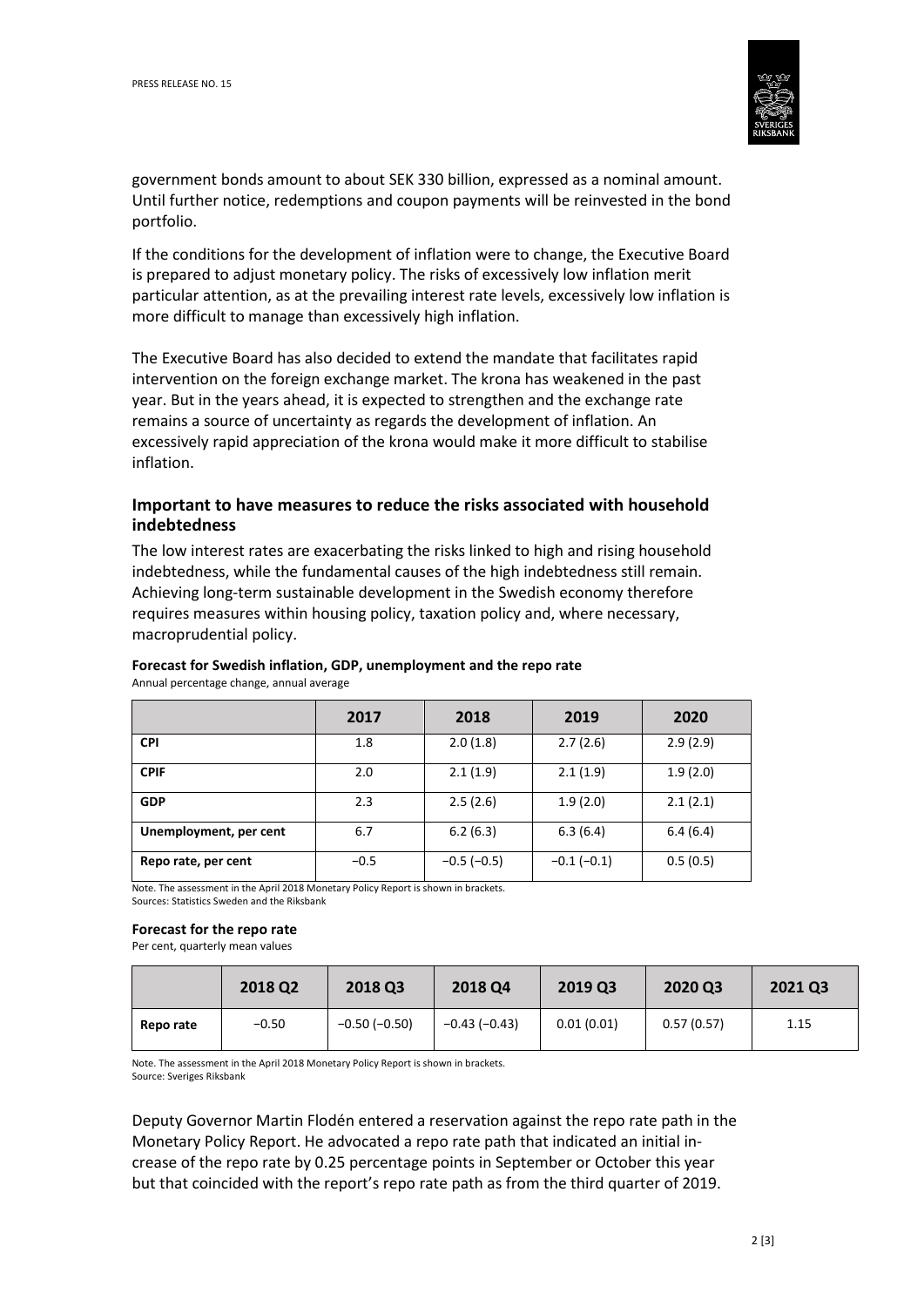government bonds amount to about SEK 330 billion, expressed as a nominal amount. Until further notice, redemptions and coupon payments will be reinvested in the bond portfolio.

If the conditions for the development of inflation were to change, the Executive Board is prepared to adjust monetary policy. The risks of excessively low inflation merit particular attention, as at the prevailing interest rate levels, excessively low inflation is more difficult to manage than excessively high inflation.

The Executive Board has also decided to extend the mandate that facilitates rapid intervention on the foreign exchange market. The krona has weakened in the past year. But in the years ahead, it is expected to strengthen and the exchange rate remains a source of uncertainty as regards the development of inflation. An excessively rapid appreciation of the krona would make it more difficult to stabilise inflation.

## Important to have measures to reduce the risks associated with household indebtedness

The low interest rates are exacerbating the risks linked to high and rising household indebtedness, while the fundamental causes of the high indebtedness still remain. Achieving long-term sustainable development in the Swedish economy therefore requires measures within housing policy, taxation policy and, where necessary, macroprudential policy.

**Forecast for Swedish inflation, GDP, unemployment and the repo rate**
Annual percentage change, annual average

| | 2017 | 2018 | 2019 | 2020 |
|---|---|---|---|---|
| **CPI** | 1.8 | 2.0 (1.8) | 2.7 (2.6) | 2.9 (2.9) |
| **CPIF** | 2.0 | 2.1 (1.9) | 2.1 (1.9) | 1.9 (2.0) |
| **GDP** | 2.3 | 2.5 (2.6) | 1.9 (2.0) | 2.1 (2.1) |
| **Unemployment, per cent** | 6.7 | 6.2 (6.3) | 6.3 (6.4) | 6.4 (6.4) |
| **Repo rate, per cent** | −0.5 | −0.5 (−0.5) | −0.1 (−0.1) | 0.5 (0.5) |

Note. The assessment in the April 2018 Monetary Policy Report is shown in brackets.
Sources: Statistics Sweden and the Riksbank

**Forecast for the repo rate**
Per cent, quarterly mean values

| | 2018 Q2 | 2018 Q3 | 2018 Q4 | 2019 Q3 | 2020 Q3 | 2021 Q3 |
|---|---|---|---|---|---|---|
| **Repo rate** | −0.50 | −0.50 (−0.50) | −0.43 (−0.43) | 0.01 (0.01) | 0.57 (0.57) | 1.15 |

Note. The assessment in the April 2018 Monetary Policy Report is shown in brackets.
Source: Sveriges Riksbank

Deputy Governor Martin Flodén entered a reservation against the repo rate path in the Monetary Policy Report. He advocated a repo rate path that indicated an initial increase of the repo rate by 0.25 percentage points in September or October this year but that coincided with the report's repo rate path as from the third quarter of 2019.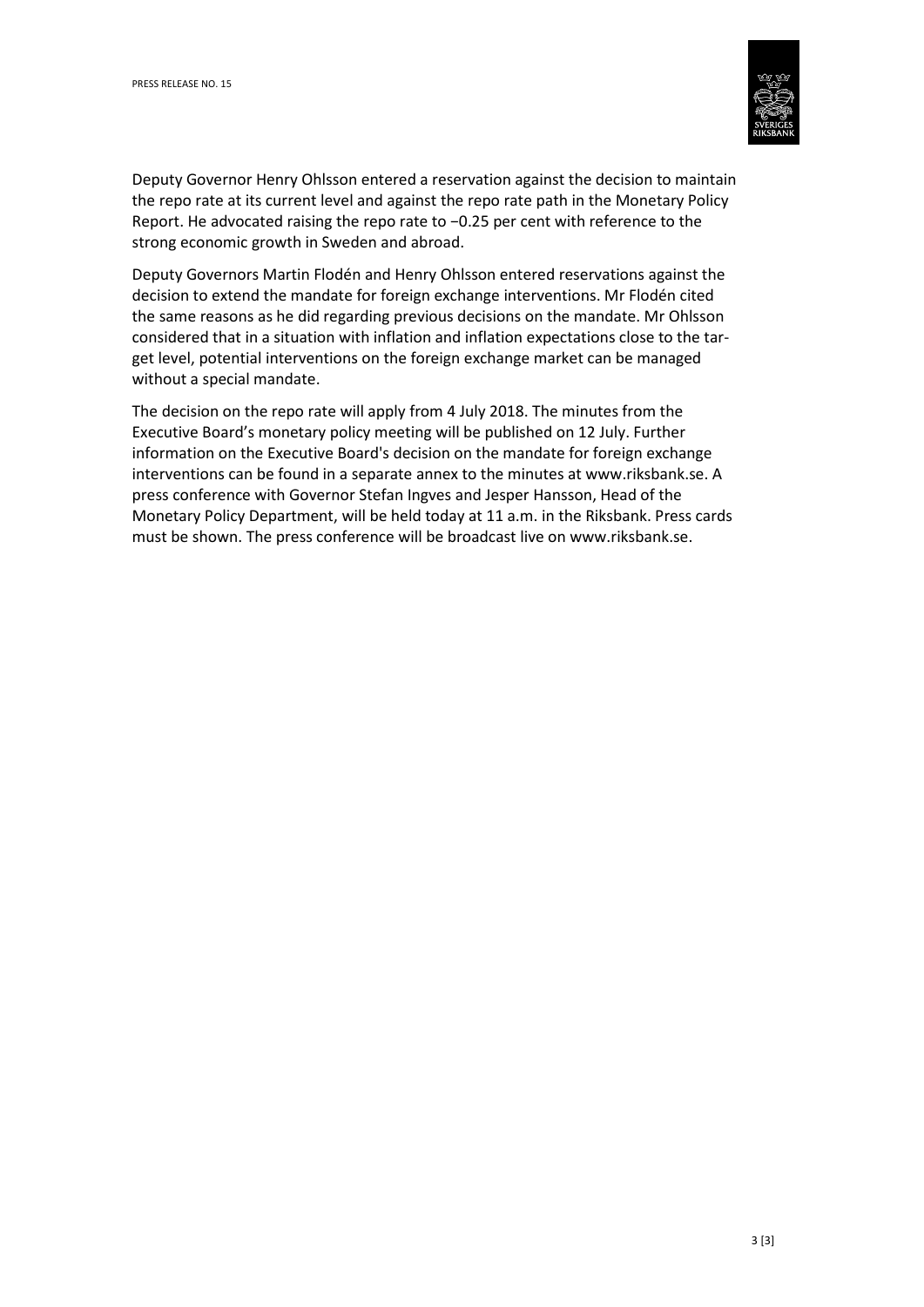Deputy Governor Henry Ohlsson entered a reservation against the decision to maintain the repo rate at its current level and against the repo rate path in the Monetary Policy Report. He advocated raising the repo rate to −0.25 per cent with reference to the strong economic growth in Sweden and abroad.

Deputy Governors Martin Flodén and Henry Ohlsson entered reservations against the decision to extend the mandate for foreign exchange interventions. Mr Flodén cited the same reasons as he did regarding previous decisions on the mandate. Mr Ohlsson considered that in a situation with inflation and inflation expectations close to the target level, potential interventions on the foreign exchange market can be managed without a special mandate.

The decision on the repo rate will apply from 4 July 2018. The minutes from the Executive Board's monetary policy meeting will be published on 12 July. Further information on the Executive Board's decision on the mandate for foreign exchange interventions can be found in a separate annex to the minutes at www.riksbank.se. A press conference with Governor Stefan Ingves and Jesper Hansson, Head of the Monetary Policy Department, will be held today at 11 a.m. in the Riksbank. Press cards must be shown. The press conference will be broadcast live on www.riksbank.se.